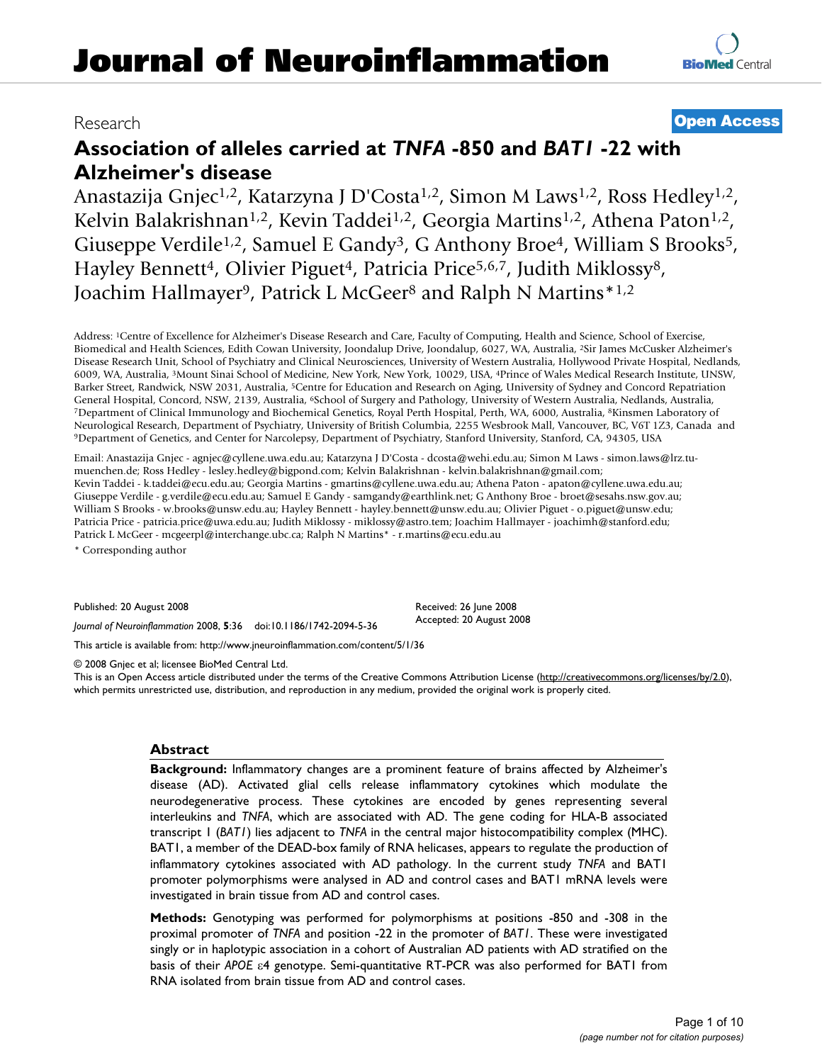# Journal of Neuroinflammation

Research

**Open Access**

# Association of alleles carried at *TNFA* -850 and *BAT1* -22 with Alzheimer's disease

Anastazija Gnjec[1,2], Katarzyna J D'Costa[1,2], Simon M Laws[1,2], Ross Hedley[1,2], Kelvin Balakrishnan[1,2], Kevin Taddei[1,2], Georgia Martins[1,2], Athena Paton[1,2], Giuseppe Verdile[1,2], Samuel E Gandy[3], G Anthony Broe[4], William S Brooks[5], Hayley Bennett[4], Olivier Piguet[4], Patricia Price[5,6,7], Judith Miklossy[8], Joachim Hallmayer[9], Patrick L McGeer[8] and Ralph N Martins*[1,2]

Address: [1]Centre of Excellence for Alzheimer's Disease Research and Care, Faculty of Computing, Health and Science, School of Exercise, Biomedical and Health Sciences, Edith Cowan University, Joondalup Drive, Joondalup, 6027, WA, Australia, [2]Sir James McCusker Alzheimer's Disease Research Unit, School of Psychiatry and Clinical Neurosciences, University of Western Australia, Hollywood Private Hospital, Nedlands, 6009, WA, Australia, [3]Mount Sinai School of Medicine, New York, New York, 10029, USA, [4]Prince of Wales Medical Research Institute, UNSW, Barker Street, Randwick, NSW 2031, Australia, [5]Centre for Education and Research on Aging, University of Sydney and Concord Repatriation General Hospital, Concord, NSW, 2139, Australia, [6]School of Surgery and Pathology, University of Western Australia, Nedlands, Australia, [7]Department of Clinical Immunology and Biochemical Genetics, Royal Perth Hospital, Perth, WA, 6000, Australia, [8]Kinsmen Laboratory of Neurological Research, Department of Psychiatry, University of British Columbia, 2255 Wesbrook Mall, Vancouver, BC, V6T 1Z3, Canada and [9]Department of Genetics, and Center for Narcolepsy, Department of Psychiatry, Stanford University, Stanford, CA, 94305, USA

Email: Anastazija Gnjec - agnjec@cyllene.uwa.edu.au; Katarzyna J D'Costa - dcosta@wehi.edu.au; Simon M Laws - simon.laws@lrz.tu-muenchen.de; Ross Hedley - lesley.hedley@bigpond.com; Kelvin Balakrishnan - kelvin.balakrishnan@gmail.com; Kevin Taddei - k.taddei@ecu.edu.au; Georgia Martins - gmartins@cyllene.uwa.edu.au; Athena Paton - apaton@cyllene.uwa.edu.au; Giuseppe Verdile - g.verdile@ecu.edu.au; Samuel E Gandy - samgandy@earthlink.net; G Anthony Broe - broet@sesahs.nsw.gov.au; William S Brooks - w.brooks@unsw.edu.au; Hayley Bennett - hayley.bennett@unsw.edu.au; Olivier Piguet - o.piguet@unsw.edu; Patricia Price - patricia.price@uwa.edu.au; Judith Miklossy - miklossy@astro.tem; Joachim Hallmayer - joachimh@stanford.edu; Patrick L McGeer - mcgeerpl@interchange.ubc.ca; Ralph N Martins* - r.martins@ecu.edu.au

\* Corresponding author

Published: 20 August 2008

*Journal of Neuroinflammation* 2008, **5**:36 doi:10.1186/1742-2094-5-36

Received: 26 June 2008
Accepted: 20 August 2008

This article is available from: http://www.jneuroinflammation.com/content/5/1/36

© 2008 Gnjec et al; licensee BioMed Central Ltd.
This is an Open Access article distributed under the terms of the Creative Commons Attribution License (http://creativecommons.org/licenses/by/2.0), which permits unrestricted use, distribution, and reproduction in any medium, provided the original work is properly cited.

## Abstract

**Background:** Inflammatory changes are a prominent feature of brains affected by Alzheimer's disease (AD). Activated glial cells release inflammatory cytokines which modulate the neurodegenerative process. These cytokines are encoded by genes representing several interleukins and *TNFA*, which are associated with AD. The gene coding for HLA-B associated transcript 1 (*BAT1*) lies adjacent to *TNFA* in the central major histocompatibility complex (MHC). BAT1, a member of the DEAD-box family of RNA helicases, appears to regulate the production of inflammatory cytokines associated with AD pathology. In the current study *TNFA* and BAT1 promoter polymorphisms were analysed in AD and control cases and BAT1 mRNA levels were investigated in brain tissue from AD and control cases.

**Methods:** Genotyping was performed for polymorphisms at positions -850 and -308 in the proximal promoter of *TNFA* and position -22 in the promoter of *BAT1*. These were investigated singly or in haplotypic association in a cohort of Australian AD patients with AD stratified on the basis of their *APOE* ε4 genotype. Semi-quantitative RT-PCR was also performed for BAT1 from RNA isolated from brain tissue from AD and control cases.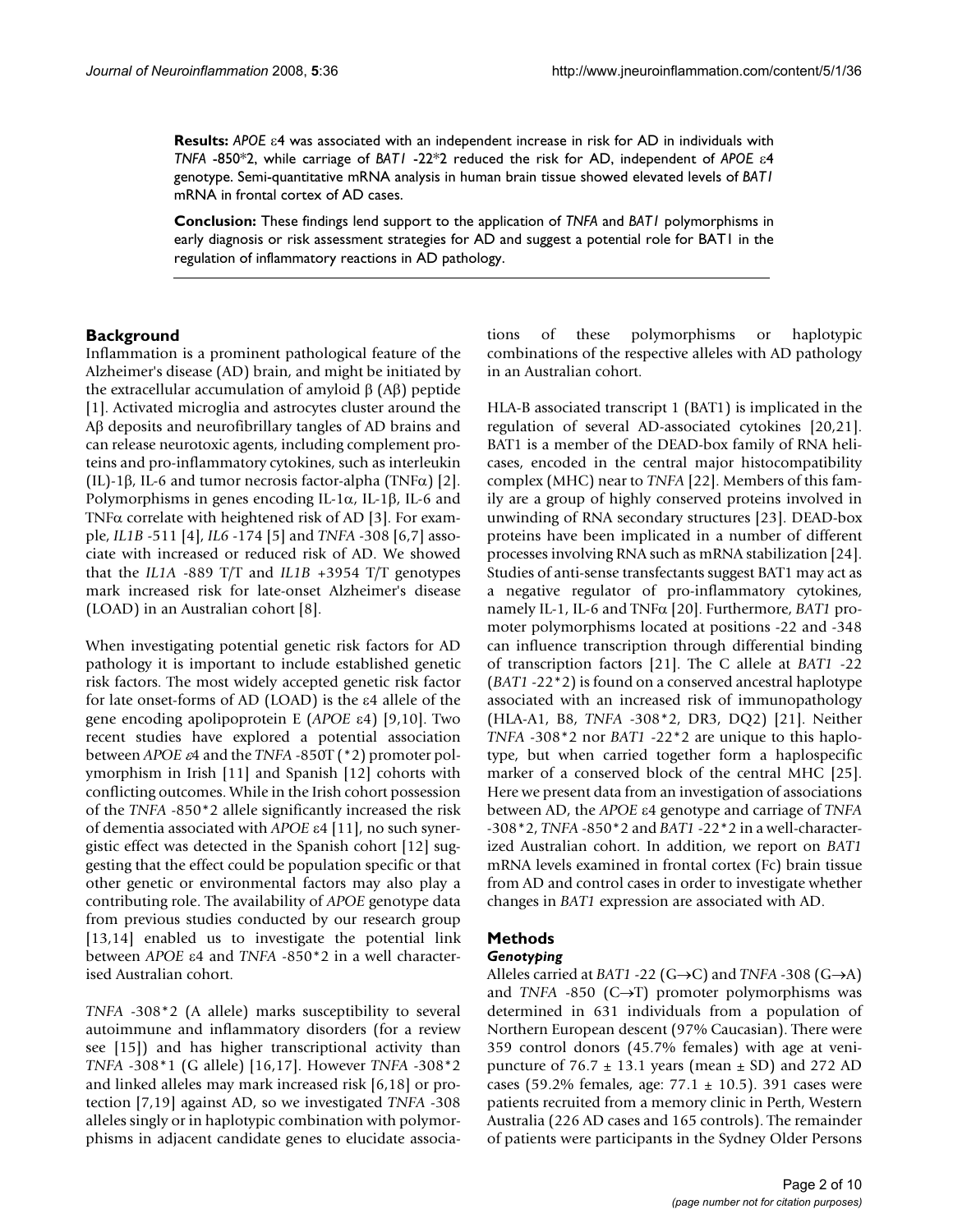**Results:** *APOE* ε4 was associated with an independent increase in risk for AD in individuals with *TNFA* -850*2, while carriage of *BAT1* -22*2 reduced the risk for AD, independent of *APOE* ε4 genotype. Semi-quantitative mRNA analysis in human brain tissue showed elevated levels of *BAT1* mRNA in frontal cortex of AD cases.

**Conclusion:** These findings lend support to the application of *TNFA* and *BAT1* polymorphisms in early diagnosis or risk assessment strategies for AD and suggest a potential role for BAT1 in the regulation of inflammatory reactions in AD pathology.

## Background

Inflammation is a prominent pathological feature of the Alzheimer's disease (AD) brain, and might be initiated by the extracellular accumulation of amyloid β (Aβ) peptide [1]. Activated microglia and astrocytes cluster around the Aβ deposits and neurofibrillary tangles of AD brains and can release neurotoxic agents, including complement proteins and pro-inflammatory cytokines, such as interleukin (IL)-1β, IL-6 and tumor necrosis factor-alpha (TNFα) [2]. Polymorphisms in genes encoding IL-1α, IL-1β, IL-6 and TNFα correlate with heightened risk of AD [3]. For example, *IL1B* -511 [4], *IL6* -174 [5] and *TNFA* -308 [6,7] associate with increased or reduced risk of AD. We showed that the *IL1A* -889 T/T and *IL1B* +3954 T/T genotypes mark increased risk for late-onset Alzheimer's disease (LOAD) in an Australian cohort [8].

When investigating potential genetic risk factors for AD pathology it is important to include established genetic risk factors. The most widely accepted genetic risk factor for late onset-forms of AD (LOAD) is the ε4 allele of the gene encoding apolipoprotein E (*APOE* ε4) [9,10]. Two recent studies have explored a potential association between *APOE* ε4 and the *TNFA* -850T (*2) promoter polymorphism in Irish [11] and Spanish [12] cohorts with conflicting outcomes. While in the Irish cohort possession of the *TNFA* -850*2 allele significantly increased the risk of dementia associated with *APOE* ε4 [11], no such synergistic effect was detected in the Spanish cohort [12] suggesting that the effect could be population specific or that other genetic or environmental factors may also play a contributing role. The availability of *APOE* genotype data from previous studies conducted by our research group [13,14] enabled us to investigate the potential link between *APOE* ε4 and *TNFA* -850*2 in a well characterised Australian cohort.

*TNFA* -308*2 (A allele) marks susceptibility to several autoimmune and inflammatory disorders (for a review see [15]) and has higher transcriptional activity than *TNFA* -308*1 (G allele) [16,17]. However *TNFA* -308*2 and linked alleles may mark increased risk [6,18] or protection [7,19] against AD, so we investigated *TNFA* -308 alleles singly or in haplotypic combination with polymorphisms in adjacent candidate genes to elucidate associations of these polymorphisms or haplotypic combinations of the respective alleles with AD pathology in an Australian cohort.

HLA-B associated transcript 1 (BAT1) is implicated in the regulation of several AD-associated cytokines [20,21]. BAT1 is a member of the DEAD-box family of RNA helicases, encoded in the central major histocompatibility complex (MHC) near to *TNFA* [22]. Members of this family are a group of highly conserved proteins involved in unwinding of RNA secondary structures [23]. DEAD-box proteins have been implicated in a number of different processes involving RNA such as mRNA stabilization [24]. Studies of anti-sense transfectants suggest BAT1 may act as a negative regulator of pro-inflammatory cytokines, namely IL-1, IL-6 and TNFα [20]. Furthermore, *BAT1* promoter polymorphisms located at positions -22 and -348 can influence transcription through differential binding of transcription factors [21]. The C allele at *BAT1* -22 (*BAT1* -22*2) is found on a conserved ancestral haplotype associated with an increased risk of immunopathology (HLA-A1, B8, *TNFA* -308*2, DR3, DQ2) [21]. Neither *TNFA* -308*2 nor *BAT1* -22*2 are unique to this haplotype, but when carried together form a haplospecific marker of a conserved block of the central MHC [25]. Here we present data from an investigation of associations between AD, the *APOE* ε4 genotype and carriage of *TNFA* -308*2, *TNFA* -850*2 and *BAT1* -22*2 in a well-characterized Australian cohort. In addition, we report on *BAT1* mRNA levels examined in frontal cortex (Fc) brain tissue from AD and control cases in order to investigate whether changes in *BAT1* expression are associated with AD.

## Methods

### *Genotyping*

Alleles carried at *BAT1* -22 (G→C) and *TNFA* -308 (G→A) and *TNFA* -850 (C→T) promoter polymorphisms was determined in 631 individuals from a population of Northern European descent (97% Caucasian). There were 359 control donors (45.7% females) with age at venipuncture of 76.7 ± 13.1 years (mean ± SD) and 272 AD cases (59.2% females, age: 77.1 ± 10.5). 391 cases were patients recruited from a memory clinic in Perth, Western Australia (226 AD cases and 165 controls). The remainder of patients were participants in the Sydney Older Persons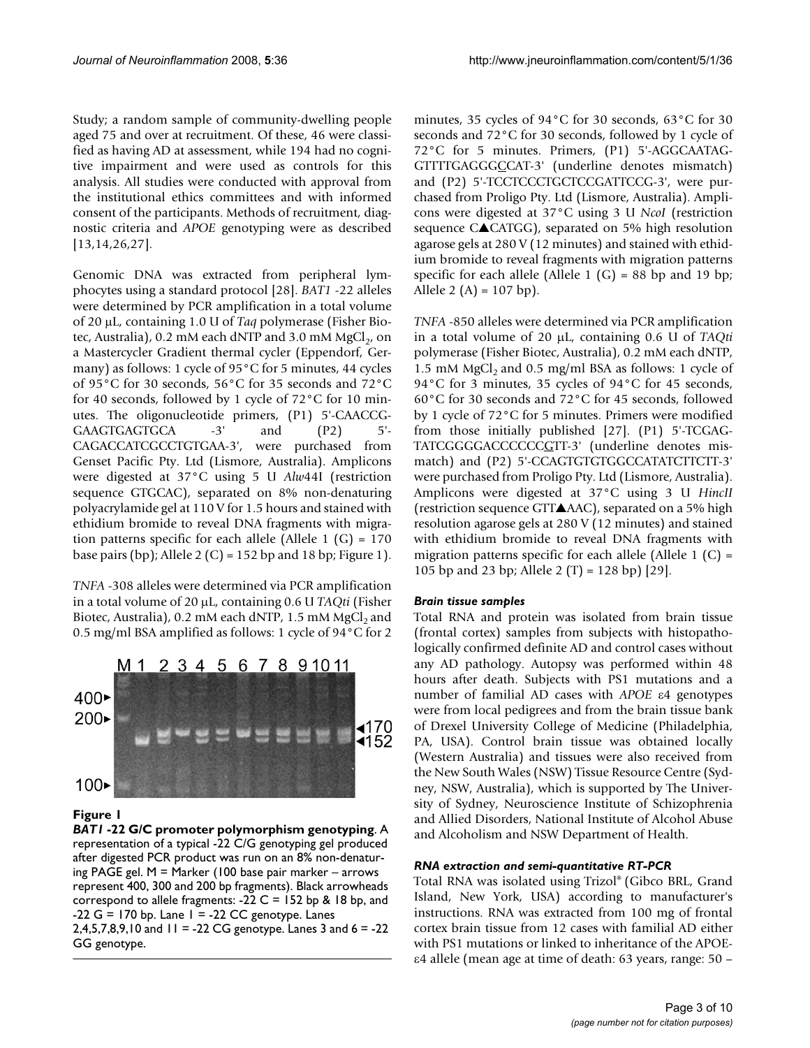Study; a random sample of community-dwelling people aged 75 and over at recruitment. Of these, 46 were classified as having AD at assessment, while 194 had no cognitive impairment and were used as controls for this analysis. All studies were conducted with approval from the institutional ethics committees and with informed consent of the participants. Methods of recruitment, diagnostic criteria and *APOE* genotyping were as described [13,14,26,27].

Genomic DNA was extracted from peripheral lymphocytes using a standard protocol [28]. *BAT1* -22 alleles were determined by PCR amplification in a total volume of 20 μL, containing 1.0 U of *Taq* polymerase (Fisher Biotec, Australia), 0.2 mM each dNTP and 3.0 mM $MgCl_2$, on a Mastercycler Gradient thermal cycler (Eppendorf, Germany) as follows: 1 cycle of 95°C for 5 minutes, 44 cycles of 95°C for 30 seconds, 56°C for 35 seconds and 72°C for 40 seconds, followed by 1 cycle of 72°C for 10 minutes. The oligonucleotide primers, (P1) 5'-CAACCG-GAAGTGAGTGCA -3' and (P2) 5'-CAGACCATCGCCTGTGAA-3', were purchased from Genset Pacific Pty. Ltd (Lismore, Australia). Amplicons were digested at 37°C using 5 U *Alw*44I (restriction sequence GTGCAC), separated on 8% non-denaturing polyacrylamide gel at 110 V for 1.5 hours and stained with ethidium bromide to reveal DNA fragments with migration patterns specific for each allele (Allele 1 (G) = 170 base pairs (bp); Allele 2 (C) = 152 bp and 18 bp; Figure 1).

*TNFA* -308 alleles were determined via PCR amplification in a total volume of 20 μL, containing 0.6 U *TAQti* (Fisher Biotec, Australia), 0.2 mM each dNTP, 1.5 mM $MgCl_2$ and 0.5 mg/ml BSA amplified as follows: 1 cycle of 94°C for 2 minutes, 35 cycles of 94°C for 30 seconds, 63°C for 30 seconds and 72°C for 30 seconds, followed by 1 cycle of 72°C for 5 minutes. Primers, (P1) 5'-AGGCAATAG-GTTTTGAGGGCCAT-3' (underline denotes mismatch) and (P2) 5'-TCCTCCCTGCTCCGATTCCG-3', were purchased from Proligo Pty. Ltd (Lismore, Australia). Amplicons were digested at 37°C using 3 U *NcoI* (restriction sequence C▲CATGG), separated on 5% high resolution agarose gels at 280 V (12 minutes) and stained with ethidium bromide to reveal fragments with migration patterns specific for each allele (Allele 1 (G) = 88 bp and 19 bp; Allele 2 (A) = 107 bp).

**Figure 1**

***BAT1* -22 G/C promoter polymorphism genotyping**. A representation of a typical -22 C/G genotyping gel produced after digested PCR product was run on an 8% non-denaturing PAGE gel. M = Marker (100 base pair marker – arrows represent 400, 300 and 200 bp fragments). Black arrowheads correspond to allele fragments: -22 C = 152 bp & 18 bp, and -22 G = 170 bp. Lane 1 = -22 CC genotype. Lanes 2,4,5,7,8,9,10 and 11 = -22 CG genotype. Lanes 3 and 6 = -22 GG genotype.

*TNFA* -850 alleles were determined via PCR amplification in a total volume of 20 μL, containing 0.6 U of *TAQti* polymerase (Fisher Biotec, Australia), 0.2 mM each dNTP, 1.5 mM $MgCl_2$ and 0.5 mg/ml BSA as follows: 1 cycle of 94°C for 3 minutes, 35 cycles of 94°C for 45 seconds, 60°C for 30 seconds and 72°C for 45 seconds, followed by 1 cycle of 72°C for 5 minutes. Primers were modified from those initially published [27]. (P1) 5'-TCGAG-TATCGGGGACCCCCCGTT-3' (underline denotes mismatch) and (P2) 5'-CCAGTGTGTGGCCATATCTTCTT-3' were purchased from Proligo Pty. Ltd (Lismore, Australia). Amplicons were digested at 37°C using 3 U *HincII* (restriction sequence GTT▲AAC), separated on a 5% high resolution agarose gels at 280 V (12 minutes) and stained with ethidium bromide to reveal DNA fragments with migration patterns specific for each allele (Allele 1 (C) = 105 bp and 23 bp; Allele 2 (T) = 128 bp) [29].

### *Brain tissue samples*

Total RNA and protein was isolated from brain tissue (frontal cortex) samples from subjects with histopathologically confirmed definite AD and control cases without any AD pathology. Autopsy was performed within 48 hours after death. Subjects with PS1 mutations and a number of familial AD cases with *APOE* ε4 genotypes were from local pedigrees and from the brain tissue bank of Drexel University College of Medicine (Philadelphia, PA, USA). Control brain tissue was obtained locally (Western Australia) and tissues were also received from the New South Wales (NSW) Tissue Resource Centre (Sydney, NSW, Australia), which is supported by The University of Sydney, Neuroscience Institute of Schizophrenia and Allied Disorders, National Institute of Alcohol Abuse and Alcoholism and NSW Department of Health.

### *RNA extraction and semi-quantitative RT-PCR*

Total RNA was isolated using Trizol® (Gibco BRL, Grand Island, New York, USA) according to manufacturer's instructions. RNA was extracted from 100 mg of frontal cortex brain tissue from 12 cases with familial AD either with PS1 mutations or linked to inheritance of the APOE-ε4 allele (mean age at time of death: 63 years, range: 50 –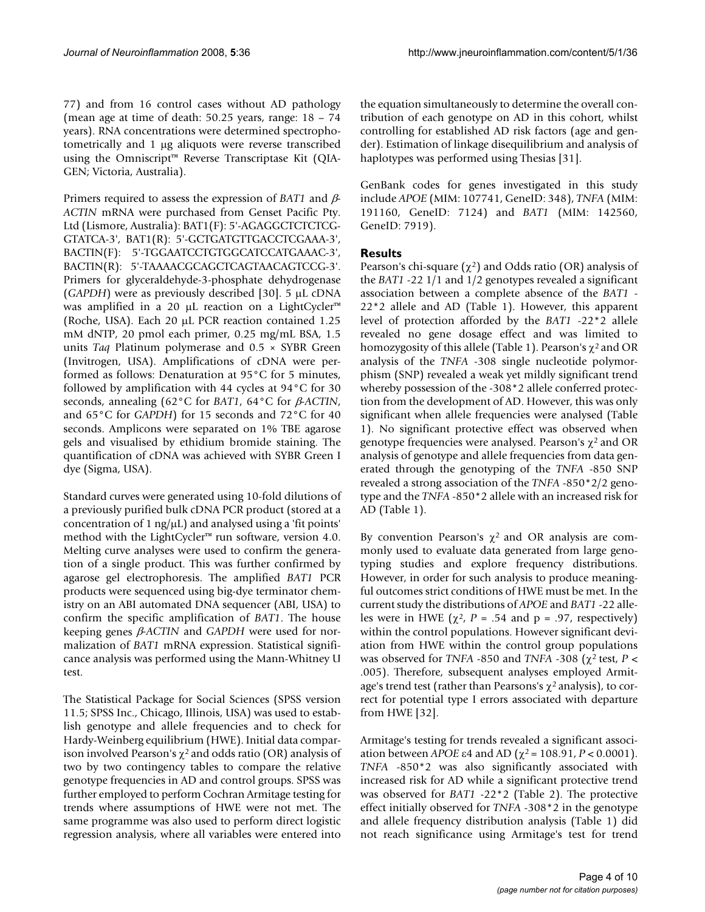77) and from 16 control cases without AD pathology (mean age at time of death: 50.25 years, range: 18 – 74 years). RNA concentrations were determined spectrophotometrically and 1 μg aliquots were reverse transcribed using the Omniscript™ Reverse Transcriptase Kit (QIAGEN; Victoria, Australia).

Primers required to assess the expression of *BAT1* and *β-ACTIN* mRNA were purchased from Genset Pacific Pty. Ltd (Lismore, Australia): BAT1(F): 5'-AGAGGCTCTCTCGGTATCA-3', BAT1(R): 5'-GCTGATGTTGACCTCGAAA-3', BACTIN(F): 5'-TGGAATCCTGTGGCATCCATGAAAC-3', BACTIN(R): 5'-TAAAACGCAGCTCAGTAACAGTCCG-3'. Primers for glyceraldehyde-3-phosphate dehydrogenase (*GAPDH*) were as previously described [30]. 5 μL cDNA was amplified in a 20 μL reaction on a LightCycler™ (Roche, USA). Each 20 μL PCR reaction contained 1.25 mM dNTP, 20 pmol each primer, 0.25 mg/mL BSA, 1.5 units *Taq* Platinum polymerase and 0.5 × SYBR Green (Invitrogen, USA). Amplifications of cDNA were performed as follows: Denaturation at 95°C for 5 minutes, followed by amplification with 44 cycles at 94°C for 30 seconds, annealing (62°C for *BAT1*, 64°C for *β-ACTIN*, and 65°C for *GAPDH*) for 15 seconds and 72°C for 40 seconds. Amplicons were separated on 1% TBE agarose gels and visualised by ethidium bromide staining. The quantification of cDNA was achieved with SYBR Green I dye (Sigma, USA).

Standard curves were generated using 10-fold dilutions of a previously purified bulk cDNA PCR product (stored at a concentration of 1 ng/μL) and analysed using a 'fit points' method with the LightCycler™ run software, version 4.0. Melting curve analyses were used to confirm the generation of a single product. This was further confirmed by agarose gel electrophoresis. The amplified *BAT1* PCR products were sequenced using big-dye terminator chemistry on an ABI automated DNA sequencer (ABI, USA) to confirm the specific amplification of *BAT1*. The house keeping genes *β-ACTIN* and *GAPDH* were used for normalization of *BAT1* mRNA expression. Statistical significance analysis was performed using the Mann-Whitney U test.

The Statistical Package for Social Sciences (SPSS version 11.5; SPSS Inc., Chicago, Illinois, USA) was used to establish genotype and allele frequencies and to check for Hardy-Weinberg equilibrium (HWE). Initial data comparison involved Pearson's $\chi^2$ and odds ratio (OR) analysis of two by two contingency tables to compare the relative genotype frequencies in AD and control groups. SPSS was further employed to perform Cochran Armitage testing for trends where assumptions of HWE were not met. The same programme was also used to perform direct logistic regression analysis, where all variables were entered into the equation simultaneously to determine the overall contribution of each genotype on AD in this cohort, whilst controlling for established AD risk factors (age and gender). Estimation of linkage disequilibrium and analysis of haplotypes was performed using Thesias [31].

GenBank codes for genes investigated in this study include *APOE* (MIM: 107741, GeneID: 348), *TNFA* (MIM: 191160, GeneID: 7124) and *BAT1* (MIM: 142560, GeneID: 7919).

## Results

Pearson's chi-square ($\chi^2$) and Odds ratio (OR) analysis of the *BAT1* -22 1/1 and 1/2 genotypes revealed a significant association between a complete absence of the *BAT1* -22*2 allele and AD (Table 1). However, this apparent level of protection afforded by the *BAT1* -22*2 allele revealed no gene dosage effect and was limited to homozygosity of this allele (Table 1). Pearson's $\chi^2$ and OR analysis of the *TNFA* -308 single nucleotide polymorphism (SNP) revealed a weak yet mildly significant trend whereby possession of the -308*2 allele conferred protection from the development of AD. However, this was only significant when allele frequencies were analysed (Table 1). No significant protective effect was observed when genotype frequencies were analysed. Pearson's $\chi^2$ and OR analysis of genotype and allele frequencies from data generated through the genotyping of the *TNFA* -850 SNP revealed a strong association of the *TNFA* -850*2/2 genotype and the *TNFA* -850*2 allele with an increased risk for AD (Table 1).

By convention Pearson's $\chi^2$ and OR analysis are commonly used to evaluate data generated from large genotyping studies and explore frequency distributions. However, in order for such analysis to produce meaningful outcomes strict conditions of HWE must be met. In the current study the distributions of *APOE* and *BAT1* -22 alleles were in HWE ($\chi^2$, $P = .54$ and $p = .97$, respectively) within the control populations. However significant deviation from HWE within the control group populations was observed for *TNFA* -850 and *TNFA* -308 ($\chi^2$ test, $P < .005$). Therefore, subsequent analyses employed Armitage's trend test (rather than Pearsons's $\chi^2$ analysis), to correct for potential type I errors associated with departure from HWE [32].

Armitage's testing for trends revealed a significant association between *APOE* ε4 and AD ($\chi^2 = 108.91$, $P < 0.0001$). *TNFA* -850*2 was also significantly associated with increased risk for AD while a significant protective trend was observed for *BAT1* -22*2 (Table 2). The protective effect initially observed for *TNFA* -308*2 in the genotype and allele frequency distribution analysis (Table 1) did not reach significance using Armitage's test for trend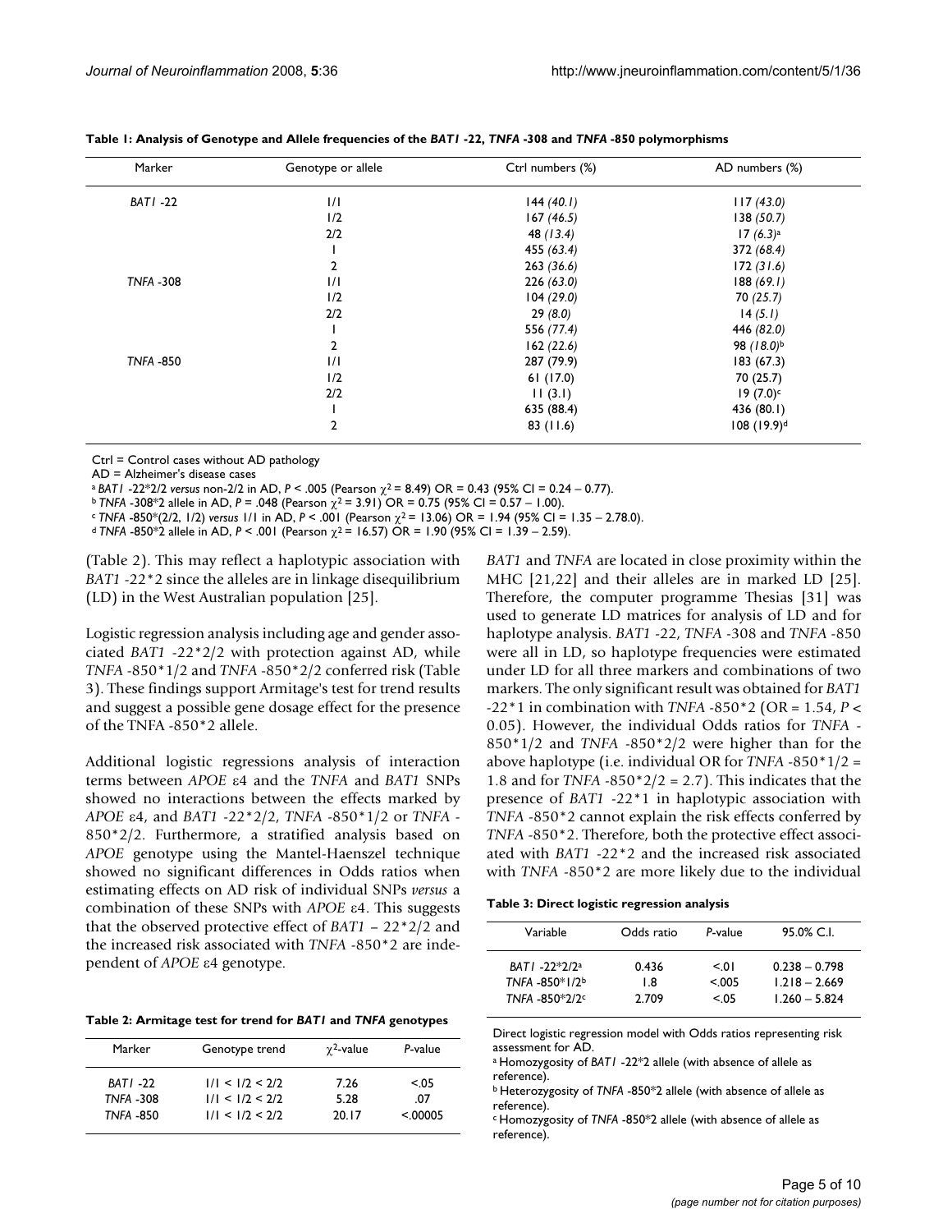**Table 1: Analysis of Genotype and Allele frequencies of the *BAT1* -22, *TNFA* -308 and *TNFA* -850 polymorphisms**

| Marker | Genotype or allele | Ctrl numbers (%) | AD numbers (%) |
|---|---|---|---|
| *BAT1* -22 | 1/1 | 144 *(40.1)* | 117 *(43.0)* |
| | 1/2 | 167 *(46.5)* | 138 *(50.7)* |
| | 2/2 | 48 *(13.4)* | 17 *(6.3)*[a] |
| | 1 | 455 *(63.4)* | 372 *(68.4)* |
| | 2 | 263 *(36.6)* | 172 *(31.6)* |
| *TNFA* -308 | 1/1 | 226 *(63.0)* | 188 *(69.1)* |
| | 1/2 | 104 *(29.0)* | 70 *(25.7)* |
| | 2/2 | 29 *(8.0)* | 14 *(5.1)* |
| | 1 | 556 *(77.4)* | 446 *(82.0)* |
| | 2 | 162 *(22.6)* | 98 *(18.0)*[b] |
| *TNFA* -850 | 1/1 | 287 (79.9) | 183 (67.3) |
| | 1/2 | 61 (17.0) | 70 (25.7) |
| | 2/2 | 11 (3.1) | 19 (7.0)[c] |
| | 1 | 635 (88.4) | 436 (80.1) |
| | 2 | 83 (11.6) | 108 (19.9)[d] |

Ctrl = Control cases without AD pathology
AD = Alzheimer's disease cases
[a] *BAT1* -22*2/2 *versus* non-2/2 in AD, $P < .005$ (Pearson $\chi^2 = 8.49$) OR = 0.43 (95% CI = 0.24 – 0.77).
[b] *TNFA* -308*2 allele in AD, $P = .048$ (Pearson $\chi^2 = 3.91$) OR = 0.75 (95% CI = 0.57 – 1.00).
[c] *TNFA* -850*(2/2, 1/2) *versus* 1/1 in AD, $P < .001$ (Pearson $\chi^2 = 13.06$) OR = 1.94 (95% CI = 1.35 – 2.78.0).
[d] *TNFA* -850*2 allele in AD, $P < .001$ (Pearson $\chi^2 = 16.57$) OR = 1.90 (95% CI = 1.39 – 2.59).

(Table 2). This may reflect a haplotypic association with *BAT1* -22*2 since the alleles are in linkage disequilibrium (LD) in the West Australian population [25].

Logistic regression analysis including age and gender associated *BAT1* -22*2/2 with protection against AD, while *TNFA* -850*1/2 and *TNFA* -850*2/2 conferred risk (Table 3). These findings support Armitage's test for trend results and suggest a possible gene dosage effect for the presence of the TNFA -850*2 allele.

Additional logistic regressions analysis of interaction terms between *APOE* ε4 and the *TNFA* and *BAT1* SNPs showed no interactions between the effects marked by *APOE* ε4, and *BAT1* -22*2/2, *TNFA* -850*1/2 or *TNFA* -850*2/2. Furthermore, a stratified analysis based on *APOE* genotype using the Mantel-Haenszel technique showed no significant differences in Odds ratios when estimating effects on AD risk of individual SNPs *versus* a combination of these SNPs with *APOE* ε4. This suggests that the observed protective effect of *BAT1* – 22*2/2 and the increased risk associated with *TNFA* -850*2 are independent of *APOE* ε4 genotype.

**Table 2: Armitage test for trend for *BAT1* and *TNFA* genotypes**

| Marker | Genotype trend | $\chi^2$-value | *P*-value |
|---|---|---|---|
| *BAT1* -22 | 1/1 < 1/2 < 2/2 | 7.26 | <.05 |
| *TNFA* -308 | 1/1 < 1/2 < 2/2 | 5.28 | .07 |
| *TNFA* -850 | 1/1 < 1/2 < 2/2 | 20.17 | <.00005 |

*BAT1* and *TNFA* are located in close proximity within the MHC [21,22] and their alleles are in marked LD [25]. Therefore, the computer programme Thesias [31] was used to generate LD matrices for analysis of LD and for haplotype analysis. *BAT1* -22, *TNFA* -308 and *TNFA* -850 were all in LD, so haplotype frequencies were estimated under LD for all three markers and combinations of two markers. The only significant result was obtained for *BAT1* -22*1 in combination with *TNFA* -850*2 (OR = 1.54, $P < 0.05$). However, the individual Odds ratios for *TNFA* -850*1/2 and *TNFA* -850*2/2 were higher than for the above haplotype (i.e. individual OR for *TNFA* -850*1/2 = 1.8 and for *TNFA* -850*2/2 = 2.7). This indicates that the presence of *BAT1* -22*1 in haplotypic association with *TNFA* -850*2 cannot explain the risk effects conferred by *TNFA* -850*2. Therefore, both the protective effect associated with *BAT1* -22*2 and the increased risk associated with *TNFA* -850*2 are more likely due to the individual

**Table 3: Direct logistic regression analysis**

| Variable | Odds ratio | *P*-value | 95.0% C.I. |
|---|---|---|---|
| *BAT1* -22*2/2[a] | 0.436 | <.01 | 0.238 – 0.798 |
| *TNFA* -850*1/2[b] | 1.8 | <.005 | 1.218 – 2.669 |
| *TNFA* -850*2/2[c] | 2.709 | <.05 | 1.260 – 5.824 |

Direct logistic regression model with Odds ratios representing risk assessment for AD.
[a] Homozygosity of *BAT1* -22*2 allele (with absence of allele as reference).
[b] Heterozygosity of *TNFA* -850*2 allele (with absence of allele as reference).
[c] Homozygosity of *TNFA* -850*2 allele (with absence of allele as reference).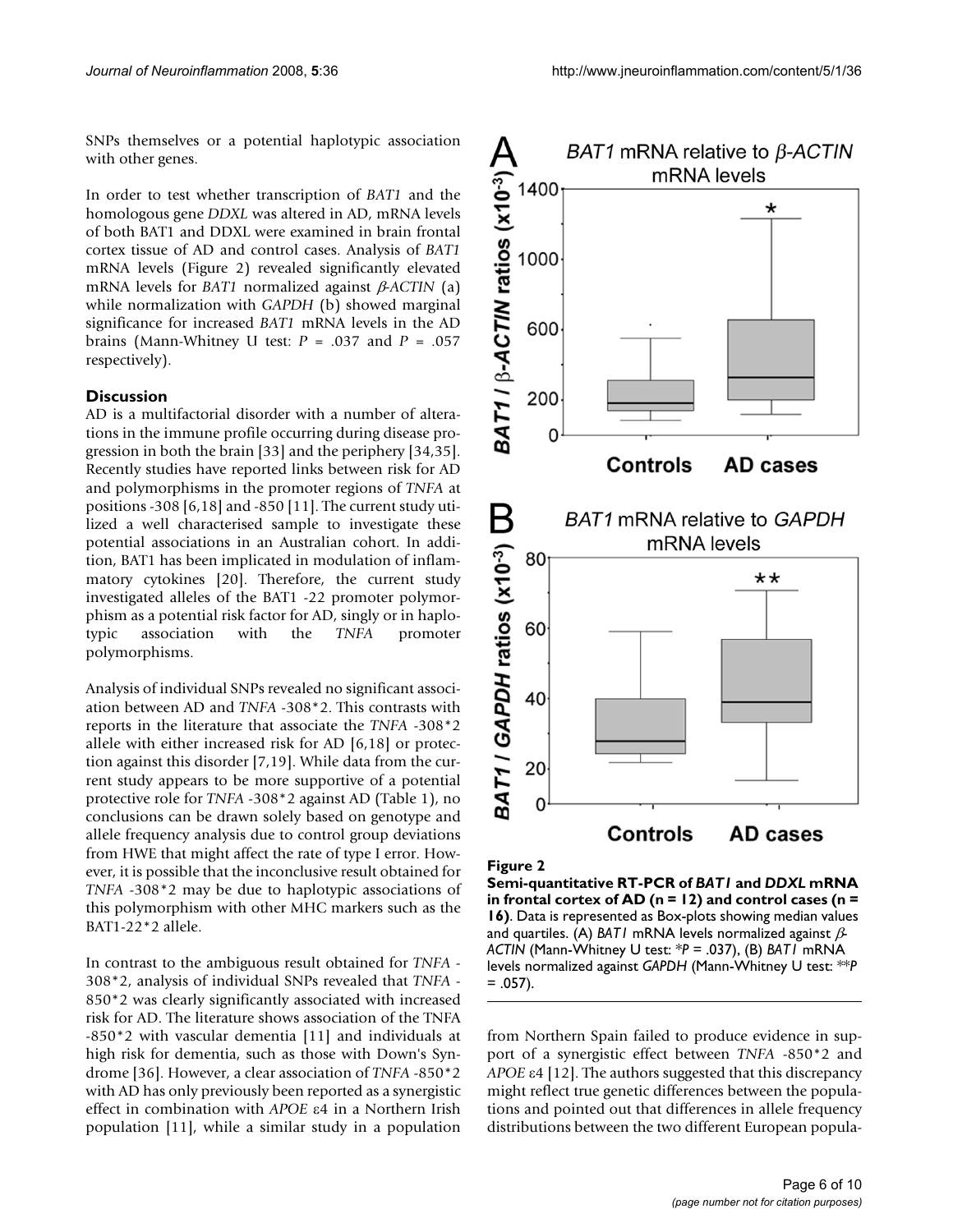SNPs themselves or a potential haplotypic association with other genes.

In order to test whether transcription of *BAT1* and the homologous gene *DDXL* was altered in AD, mRNA levels of both BAT1 and DDXL were examined in brain frontal cortex tissue of AD and control cases. Analysis of *BAT1* mRNA levels (Figure 2) revealed significantly elevated mRNA levels for *BAT1* normalized against *β-ACTIN* (a) while normalization with *GAPDH* (b) showed marginal significance for increased *BAT1* mRNA levels in the AD brains (Mann-Whitney U test: $P = .037$ and $P = .057$ respectively).

## Discussion

AD is a multifactorial disorder with a number of alterations in the immune profile occurring during disease progression in both the brain [33] and the periphery [34,35]. Recently studies have reported links between risk for AD and polymorphisms in the promoter regions of *TNFA* at positions -308 [6,18] and -850 [11]. The current study utilized a well characterised sample to investigate these potential associations in an Australian cohort. In addition, BAT1 has been implicated in modulation of inflammatory cytokines [20]. Therefore, the current study investigated alleles of the BAT1 -22 promoter polymorphism as a potential risk factor for AD, singly or in haplotypic association with the *TNFA* promoter polymorphisms.

Analysis of individual SNPs revealed no significant association between AD and *TNFA* -308*2. This contrasts with reports in the literature that associate the *TNFA* -308*2 allele with either increased risk for AD [6,18] or protection against this disorder [7,19]. While data from the current study appears to be more supportive of a potential protective role for *TNFA* -308*2 against AD (Table 1), no conclusions can be drawn solely based on genotype and allele frequency analysis due to control group deviations from HWE that might affect the rate of type I error. However, it is possible that the inconclusive result obtained for *TNFA* -308*2 may be due to haplotypic associations of this polymorphism with other MHC markers such as the BAT1-22*2 allele.

In contrast to the ambiguous result obtained for *TNFA* -308*2, analysis of individual SNPs revealed that *TNFA* -850*2 was clearly significantly associated with increased risk for AD. The literature shows association of the TNFA -850*2 with vascular dementia [11] and individuals at high risk for dementia, such as those with Down's Syndrome [36]. However, a clear association of *TNFA* -850*2 with AD has only previously been reported as a synergistic effect in combination with *APOE* ε4 in a Northern Irish population [11], while a similar study in a population from Northern Spain failed to produce evidence in support of a synergistic effect between *TNFA* -850*2 and *APOE* ε4 [12]. The authors suggested that this discrepancy might reflect true genetic differences between the populations and pointed out that differences in allele frequency distributions between the two different European popula-

**Figure 2**
**Semi-quantitative RT-PCR of *BAT1* and *DDXL* mRNA in frontal cortex of AD (n = 12) and control cases (n = 16)**. Data is represented as Box-plots showing median values and quartiles. (A) *BAT1* mRNA levels normalized against *β-ACTIN* (Mann-Whitney U test: *$P = .037$), (B) *BAT1* mRNA levels normalized against *GAPDH* (Mann-Whitney U test: **$P = .057$).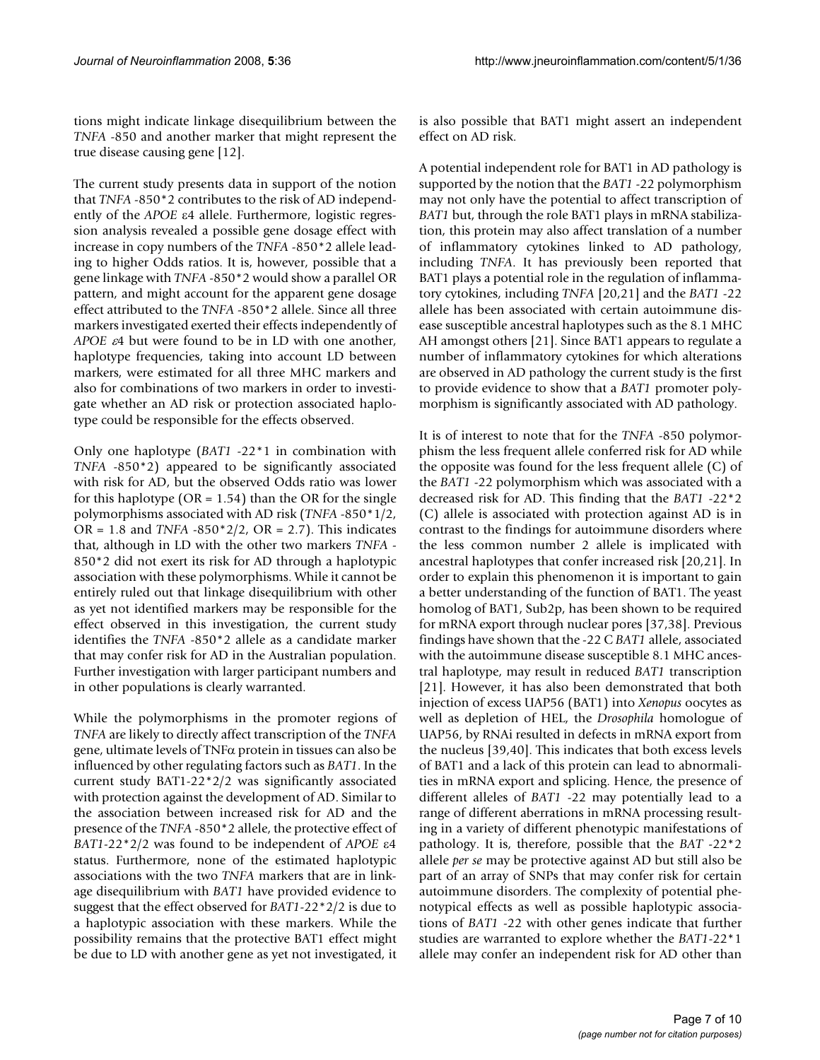tions might indicate linkage disequilibrium between the *TNFA* -850 and another marker that might represent the true disease causing gene [12].

The current study presents data in support of the notion that *TNFA* -850*2 contributes to the risk of AD independently of the *APOE* ε4 allele. Furthermore, logistic regression analysis revealed a possible gene dosage effect with increase in copy numbers of the *TNFA* -850*2 allele leading to higher Odds ratios. It is, however, possible that a gene linkage with *TNFA* -850*2 would show a parallel OR pattern, and might account for the apparent gene dosage effect attributed to the *TNFA* -850*2 allele. Since all three markers investigated exerted their effects independently of *APOE* ε4 but were found to be in LD with one another, haplotype frequencies, taking into account LD between markers, were estimated for all three MHC markers and also for combinations of two markers in order to investigate whether an AD risk or protection associated haplotype could be responsible for the effects observed.

Only one haplotype (*BAT1* -22*1 in combination with *TNFA* -850*2) appeared to be significantly associated with risk for AD, but the observed Odds ratio was lower for this haplotype (OR = 1.54) than the OR for the single polymorphisms associated with AD risk (*TNFA* -850*1/2, OR = 1.8 and *TNFA* -850*2/2, OR = 2.7). This indicates that, although in LD with the other two markers *TNFA* -850*2 did not exert its risk for AD through a haplotypic association with these polymorphisms. While it cannot be entirely ruled out that linkage disequilibrium with other as yet not identified markers may be responsible for the effect observed in this investigation, the current study identifies the *TNFA* -850*2 allele as a candidate marker that may confer risk for AD in the Australian population. Further investigation with larger participant numbers and in other populations is clearly warranted.

While the polymorphisms in the promoter regions of *TNFA* are likely to directly affect transcription of the *TNFA* gene, ultimate levels of TNFα protein in tissues can also be influenced by other regulating factors such as *BAT1*. In the current study BAT1-22*2/2 was significantly associated with protection against the development of AD. Similar to the association between increased risk for AD and the presence of the *TNFA* -850*2 allele, the protective effect of *BAT1*-22*2/2 was found to be independent of *APOE* ε4 status. Furthermore, none of the estimated haplotypic associations with the two *TNFA* markers that are in linkage disequilibrium with *BAT1* have provided evidence to suggest that the effect observed for *BAT1*-22*2/2 is due to a haplotypic association with these markers. While the possibility remains that the protective BAT1 effect might be due to LD with another gene as yet not investigated, it is also possible that BAT1 might assert an independent effect on AD risk.

A potential independent role for BAT1 in AD pathology is supported by the notion that the *BAT1* -22 polymorphism may not only have the potential to affect transcription of *BAT1* but, through the role BAT1 plays in mRNA stabilization, this protein may also affect translation of a number of inflammatory cytokines linked to AD pathology, including *TNFA*. It has previously been reported that BAT1 plays a potential role in the regulation of inflammatory cytokines, including *TNFA* [20,21] and the *BAT1* -22 allele has been associated with certain autoimmune disease susceptible ancestral haplotypes such as the 8.1 MHC AH amongst others [21]. Since BAT1 appears to regulate a number of inflammatory cytokines for which alterations are observed in AD pathology the current study is the first to provide evidence to show that a *BAT1* promoter polymorphism is significantly associated with AD pathology.

It is of interest to note that for the *TNFA* -850 polymorphism the less frequent allele conferred risk for AD while the opposite was found for the less frequent allele (C) of the *BAT1* -22 polymorphism which was associated with a decreased risk for AD. This finding that the *BAT1* -22*2 (C) allele is associated with protection against AD is in contrast to the findings for autoimmune disorders where the less common number 2 allele is implicated with ancestral haplotypes that confer increased risk [20,21]. In order to explain this phenomenon it is important to gain a better understanding of the function of BAT1. The yeast homolog of BAT1, Sub2p, has been shown to be required for mRNA export through nuclear pores [37,38]. Previous findings have shown that the -22 C *BAT1* allele, associated with the autoimmune disease susceptible 8.1 MHC ancestral haplotype, may result in reduced *BAT1* transcription [21]. However, it has also been demonstrated that both injection of excess UAP56 (BAT1) into *Xenopus* oocytes as well as depletion of HEL, the *Drosophila* homologue of UAP56, by RNAi resulted in defects in mRNA export from the nucleus [39,40]. This indicates that both excess levels of BAT1 and a lack of this protein can lead to abnormalities in mRNA export and splicing. Hence, the presence of different alleles of *BAT1* -22 may potentially lead to a range of different aberrations in mRNA processing resulting in a variety of different phenotypic manifestations of pathology. It is, therefore, possible that the *BAT* -22*2 allele *per se* may be protective against AD but still also be part of an array of SNPs that may confer risk for certain autoimmune disorders. The complexity of potential phenotypical effects as well as possible haplotypic associations of *BAT1* -22 with other genes indicate that further studies are warranted to explore whether the *BAT1*-22*1 allele may confer an independent risk for AD other than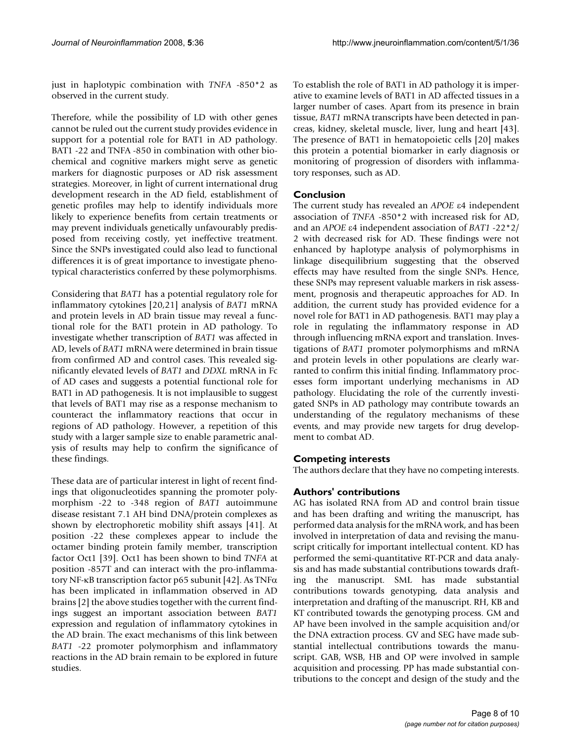just in haplotypic combination with *TNFA* -850*2 as observed in the current study.

Therefore, while the possibility of LD with other genes cannot be ruled out the current study provides evidence in support for a potential role for BAT1 in AD pathology. BAT1 -22 and TNFA -850 in combination with other biochemical and cognitive markers might serve as genetic markers for diagnostic purposes or AD risk assessment strategies. Moreover, in light of current international drug development research in the AD field, establishment of genetic profiles may help to identify individuals more likely to experience benefits from certain treatments or may prevent individuals genetically unfavourably predisposed from receiving costly, yet ineffective treatment. Since the SNPs investigated could also lead to functional differences it is of great importance to investigate phenotypical characteristics conferred by these polymorphisms.

Considering that *BAT1* has a potential regulatory role for inflammatory cytokines [20,21] analysis of *BAT1* mRNA and protein levels in AD brain tissue may reveal a functional role for the BAT1 protein in AD pathology. To investigate whether transcription of *BAT1* was affected in AD, levels of *BAT1* mRNA were determined in brain tissue from confirmed AD and control cases. This revealed significantly elevated levels of *BAT1* and *DDXL* mRNA in Fc of AD cases and suggests a potential functional role for BAT1 in AD pathogenesis. It is not implausible to suggest that levels of BAT1 may rise as a response mechanism to counteract the inflammatory reactions that occur in regions of AD pathology. However, a repetition of this study with a larger sample size to enable parametric analysis of results may help to confirm the significance of these findings.

These data are of particular interest in light of recent findings that oligonucleotides spanning the promoter polymorphism -22 to -348 region of *BAT1* autoimmune disease resistant 7.1 AH bind DNA/protein complexes as shown by electrophoretic mobility shift assays [41]. At position -22 these complexes appear to include the octamer binding protein family member, transcription factor Oct1 [39]. Oct1 has been shown to bind *TNFA* at position -857T and can interact with the pro-inflammatory NF-κB transcription factor p65 subunit [42]. As TNFα has been implicated in inflammation observed in AD brains [2] the above studies together with the current findings suggest an important association between *BAT1* expression and regulation of inflammatory cytokines in the AD brain. The exact mechanisms of this link between *BAT1* -22 promoter polymorphism and inflammatory reactions in the AD brain remain to be explored in future studies.

To establish the role of BAT1 in AD pathology it is imperative to examine levels of BAT1 in AD affected tissues in a larger number of cases. Apart from its presence in brain tissue, *BAT1* mRNA transcripts have been detected in pancreas, kidney, skeletal muscle, liver, lung and heart [43]. The presence of BAT1 in hematopoietic cells [20] makes this protein a potential biomarker in early diagnosis or monitoring of progression of disorders with inflammatory responses, such as AD.

## Conclusion

The current study has revealed an *APOE* ε4 independent association of *TNFA* -850*2 with increased risk for AD, and an *APOE* ε4 independent association of *BAT1* -22*2/2 with decreased risk for AD. These findings were not enhanced by haplotype analysis of polymorphisms in linkage disequilibrium suggesting that the observed effects may have resulted from the single SNPs. Hence, these SNPs may represent valuable markers in risk assessment, prognosis and therapeutic approaches for AD. In addition, the current study has provided evidence for a novel role for BAT1 in AD pathogenesis. BAT1 may play a role in regulating the inflammatory response in AD through influencing mRNA export and translation. Investigations of *BAT1* promoter polymorphisms and mRNA and protein levels in other populations are clearly warranted to confirm this initial finding. Inflammatory processes form important underlying mechanisms in AD pathology. Elucidating the role of the currently investigated SNPs in AD pathology may contribute towards an understanding of the regulatory mechanisms of these events, and may provide new targets for drug development to combat AD.

## Competing interests

The authors declare that they have no competing interests.

## Authors' contributions

AG has isolated RNA from AD and control brain tissue and has been drafting and writing the manuscript, has performed data analysis for the mRNA work, and has been involved in interpretation of data and revising the manuscript critically for important intellectual content. KD has performed the semi-quantitative RT-PCR and data analysis and has made substantial contributions towards drafting the manuscript. SML has made substantial contributions towards genotyping, data analysis and interpretation and drafting of the manuscript. RH, KB and KT contributed towards the genotyping process. GM and AP have been involved in the sample acquisition and/or the DNA extraction process. GV and SEG have made substantial intellectual contributions towards the manuscript. GAB, WSB, HB and OP were involved in sample acquisition and processing. PP has made substantial contributions to the concept and design of the study and the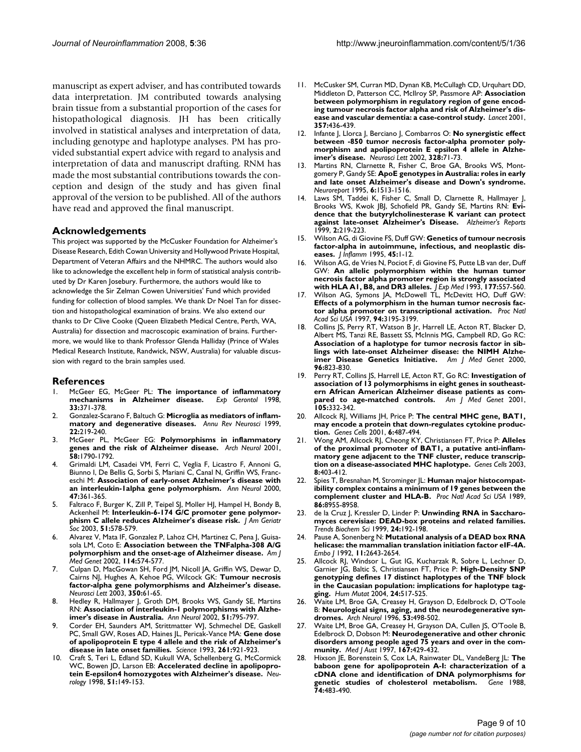manuscript as expert adviser, and has contributed towards data interpretation. JM contributed towards analysing brain tissue from a substantial proportion of the cases for histopathological diagnosis. JH has been critically involved in statistical analyses and interpretation of data, including genotype and haplotype analyses. PM has provided substantial expert advice with regard to analysis and interpretation of data and manuscript drafting. RNM has made the most substantial contributions towards the conception and design of the study and has given final approval of the version to be published. All of the authors have read and approved the final manuscript.

## Acknowledgements

This project was supported by the McCusker Foundation for Alzheimer's Disease Research, Edith Cowan University and Hollywood Private Hospital, Department of Veteran Affairs and the NHMRC. The authors would also like to acknowledge the excellent help in form of statistical analysis contributed by Dr Karen Josebury. Furthermore, the authors would like to acknowledge the Sir Zelman Cowen Universities' Fund which provided funding for collection of blood samples. We thank Dr Noel Tan for dissection and histopathological examination of brains. We also extend our thanks to Dr Clive Cooke (Queen Elizabeth Medical Centre, Perth, WA, Australia) for dissection and macroscopic examination of brains. Furthermore, we would like to thank Professor Glenda Halliday (Prince of Wales Medical Research Institute, Randwick, NSW, Australia) for valuable discussion with regard to the brain samples used.

## References

1. McGeer EG, McGeer PL: **The importance of inflammatory mechanisms in Alzheimer disease.** *Exp Gerontol* 1998, **33:**371-378.
2. Gonzalez-Scarano F, Baltuch G: **Microglia as mediators of inflammatory and degenerative diseases.** *Annu Rev Neurosci* 1999, **22:**219-240.
3. McGeer PL, McGeer EG: **Polymorphisms in inflammatory genes and the risk of Alzheimer disease.** *Arch Neurol* 2001, **58:**1790-1792.
4. Grimaldi LM, Casadei VM, Ferri C, Veglia F, Licastro F, Annoni G, Biunno I, De Bellis G, Sorbi S, Mariani C, Canal N, Griffin WS, Franceschi M: **Association of early-onset Alzheimer's disease with an interleukin-1alpha gene polymorphism.** *Ann Neurol* 2000, **47:**361-365.
5. Faltraco F, Burger K, Zill P, Teipel SJ, Moller HJ, Hampel H, Bondy B, Ackenheil M: **Interleukin-6-174 G/C promoter gene polymorphism C allele reduces Alzheimer's disease risk.** *J Am Geriatr Soc* 2003, **51:**578-579.
6. Alvarez V, Mata IF, Gonzalez P, Lahoz CH, Martinez C, Pena J, Guisasola LM, Coto E: **Association between the TNFalpha-308 A/G polymorphism and the onset-age of Alzheimer disease.** *Am J Med Genet* 2002, **114:**574-577.
7. Culpan D, MacGowan SH, Ford JM, Nicoll JA, Griffin WS, Dewar D, Cairns NJ, Hughes A, Kehoe PG, Wilcock GK: **Tumour necrosis factor-alpha gene polymorphisms and Alzheimer's disease.** *Neurosci Lett* 2003, **350:**61-65.
8. Hedley R, Hallmayer J, Groth DM, Brooks WS, Gandy SE, Martins RN: **Association of interleukin-1 polymorphisms with Alzheimer's disease in Australia.** *Ann Neurol* 2002, **51:**795-797.
9. Corder EH, Saunders AM, Strittmatter WJ, Schmechel DE, Gaskell PC, Small GW, Roses AD, Haines JL, Pericak-Vance MA: **Gene dose of apolipoprotein E type 4 allele and the risk of Alzheimer's disease in late onset families.** *Science* 1993, **261:**921-923.
10. Craft S, Teri L, Edland SD, Kukull WA, Schellenberg G, McCormick WC, Bowen JD, Larson EB: **Accelerated decline in apolipoprotein E-epsilon4 homozygotes with Alzheimer's disease.** *Neurology* 1998, **51:**149-153.
11. McCusker SM, Curran MD, Dynan KB, McCullagh CD, Urquhart DD, Middleton D, Patterson CC, McIlroy SP, Passmore AP: **Association between polymorphism in regulatory region of gene encoding tumour necrosis factor alpha and risk of Alzheimer's disease and vascular dementia: a case-control study.** *Lancet* 2001, **357:**436-439.
12. Infante J, Llorca J, Berciano J, Combarros O: **No synergistic effect between -850 tumor necrosis factor-alpha promoter polymorphism and apolipoprotein E epsilon 4 allele in Alzheimer's disease.** *Neurosci Lett* 2002, **328:**71-73.
13. Martins RN, Clarnette R, Fisher C, Broe GA, Brooks WS, Montgomery P, Gandy SE: **ApoE genotypes in Australia: roles in early and late onset Alzheimer's disease and Down's syndrome.** *Neuroreport* 1995, **6:**1513-1516.
14. Laws SM, Taddei K, Fisher C, Small D, Clarnette R, Hallmayer J, Brooks WS, Kwok JBJ, Schofield PR, Gandy SE, Martins RN: **Evidence that the butyrylcholinesterase K variant can protect against late-onset Alzheimer's Disease.** *Alzheimer's Reports* 1999, **2:**219-223.
15. Wilson AG, di Giovine FS, Duff GW: **Genetics of tumour necrosis factor-alpha in autoimmune, infectious, and neoplastic diseases.** *J Inflamm* 1995, **45:**1-12.
16. Wilson AG, de Vries N, Pociot F, di Giovine FS, Putte LB van der, Duff GW: **An allelic polymorphism within the human tumor necrosis factor alpha promoter region is strongly associated with HLA A1, B8, and DR3 alleles.** *J Exp Med* 1993, **177:**557-560.
17. Wilson AG, Symons JA, McDowell TL, McDevitt HO, Duff GW: **Effects of a polymorphism in the human tumor necrosis factor alpha promoter on transcriptional activation.** *Proc Natl Acad Sci USA* 1997, **94:**3195-3199.
18. Collins JS, Perry RT, Watson B Jr, Harrell LE, Acton RT, Blacker D, Albert MS, Tanzi RE, Bassett SS, McInnis MG, Campbell RD, Go RC: **Association of a haplotype for tumor necrosis factor in siblings with late-onset Alzheimer disease: the NIMH Alzheimer Disease Genetics Initiative.** *Am J Med Genet* 2000, **96:**823-830.
19. Perry RT, Collins JS, Harrell LE, Acton RT, Go RC: **Investigation of association of 13 polymorphisms in eight genes in southeastern African American Alzheimer disease patients as compared to age-matched controls.** *Am J Med Genet* 2001, **105:**332-342.
20. Allcock RJ, Williams JH, Price P: **The central MHC gene, BAT1, may encode a protein that down-regulates cytokine production.** *Genes Cells* 2001, **6:**487-494.
21. Wong AM, Allcock RJ, Cheong KY, Christiansen FT, Price P: **Alleles of the proximal promoter of BAT1, a putative anti-inflammatory gene adjacent to the TNF cluster, reduce transcription on a disease-associated MHC haplotype.** *Genes Cells* 2003, **8:**403-412.
22. Spies T, Bresnahan M, Strominger JL: **Human major histocompatibility complex contains a minimum of 19 genes between the complement cluster and HLA-B.** *Proc Natl Acad Sci USA* 1989, **86:**8955-8958.
23. de la Cruz J, Kressler D, Linder P: **Unwinding RNA in Saccharomyces cerevisiae: DEAD-box proteins and related families.** *Trends Biochem Sci* 1999, **24:**192-198.
24. Pause A, Sonenberg N: **Mutational analysis of a DEAD box RNA helicase: the mammalian translation initiation factor eIF-4A.** *Embo J* 1992, **11:**2643-2654.
25. Allcock RJ, Windsor L, Gut IG, Kucharzak R, Sobre L, Lechner D, Garnier JG, Baltic S, Christiansen FT, Price P: **High-Density SNP genotyping defines 17 distinct haplotypes of the TNF block in the Caucasian population: implications for haplotype tagging.** *Hum Mutat* 2004, **24:**517-525.
26. Waite LM, Broe GA, Creasey H, Grayson D, Edelbrock D, O'Toole B: **Neurological signs, aging, and the neurodegenerative syndromes.** *Arch Neurol* 1996, **53:**498-502.
27. Waite LM, Broe GA, Creasey H, Grayson DA, Cullen JS, O'Toole B, Edelbrock D, Dobson M: **Neurodegenerative and other chronic disorders among people aged 75 years and over in the community.** *Med J Aust* 1997, **167:**429-432.
28. Hixson JE, Borenstein S, Cox LA, Rainwater DL, VandeBerg JL: **The baboon gene for apolipoprotein A-I: characterization of a cDNA clone and identification of DNA polymorphisms for genetic studies of cholesterol metabolism.** *Gene* 1988, **74:**483-490.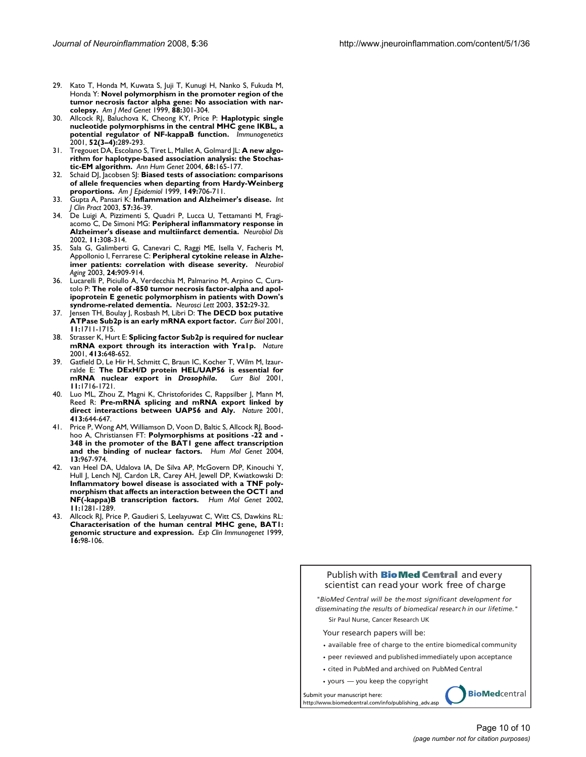29. Kato T, Honda M, Kuwata S, Juji T, Kunugi H, Nanko S, Fukuda M, Honda Y: **Novel polymorphism in the promoter region of the tumor necrosis factor alpha gene: No association with narcolepsy.** *Am J Med Genet* 1999, **88:**301-304.
30. Allcock RJ, Baluchova K, Cheong KY, Price P: **Haplotypic single nucleotide polymorphisms in the central MHC gene IKBL, a potential regulator of NF-kappaB function.** *Immunogenetics* 2001, **52(3–4):**289-293.
31. Tregouet DA, Escolano S, Tiret L, Mallet A, Golmard JL: **A new algorithm for haplotype-based association analysis: the Stochastic-EM algorithm.** *Ann Hum Genet* 2004, **68:**165-177.
32. Schaid DJ, Jacobsen SJ: **Biased tests of association: comparisons of allele frequencies when departing from Hardy-Weinberg proportions.** *Am J Epidemiol* 1999, **149:**706-711.
33. Gupta A, Pansari K: **Inflammation and Alzheimer's disease.** *Int J Clin Pract* 2003, **57:**36-39.
34. De Luigi A, Pizzimenti S, Quadri P, Lucca U, Tettamanti M, Fragiacomo C, De Simoni MG: **Peripheral inflammatory response in Alzheimer's disease and multiinfarct dementia.** *Neurobiol Dis* 2002, **11:**308-314.
35. Sala G, Galimberti G, Canevari C, Raggi ME, Isella V, Facheris M, Appollonio I, Ferrarese C: **Peripheral cytokine release in Alzheimer patients: correlation with disease severity.** *Neurobiol Aging* 2003, **24:**909-914.
36. Lucarelli P, Piciullo A, Verdecchia M, Palmarino M, Arpino C, Curatolo P: **The role of -850 tumor necrosis factor-alpha and apolipoprotein E genetic polymorphism in patients with Down's syndrome-related dementia.** *Neurosci Lett* 2003, **352:**29-32.
37. Jensen TH, Boulay J, Rosbash M, Libri D: **The DECD box putative ATPase Sub2p is an early mRNA export factor.** *Curr Biol* 2001, **11:**1711-1715.
38. Strasser K, Hurt E: **Splicing factor Sub2p is required for nuclear mRNA export through its interaction with Yra1p.** *Nature* 2001, **413:**648-652.
39. Gatfield D, Le Hir H, Schmitt C, Braun IC, Kocher T, Wilm M, Izaurralde E: **The DExH/D protein HEL/UAP56 is essential for mRNA nuclear export in *Drosophila*.** *Curr Biol* 2001, **11:**1716-1721.
40. Luo ML, Zhou Z, Magni K, Christoforides C, Rappsilber J, Mann M, Reed R: **Pre-mRNA splicing and mRNA export linked by direct interactions between UAP56 and Aly.** *Nature* 2001, **413:**644-647.
41. Price P, Wong AM, Williamson D, Voon D, Baltic S, Allcock RJ, Boodhoo A, Christiansen FT: **Polymorphisms at positions -22 and -348 in the promoter of the BAT1 gene affect transcription and the binding of nuclear factors.** *Hum Mol Genet* 2004, **13:**967-974.
42. van Heel DA, Udalova IA, De Silva AP, McGovern DP, Kinouchi Y, Hull J, Lench NJ, Cardon LR, Carey AH, Jewell DP, Kwiatkowski D: **Inflammatory bowel disease is associated with a TNF polymorphism that affects an interaction between the OCT1 and NF(-kappa)B transcription factors.** *Hum Mol Genet* 2002, **11:**1281-1289.
43. Allcock RJ, Price P, Gaudieri S, Leelayuwat C, Witt CS, Dawkins RL: **Characterisation of the human central MHC gene, BAT1: genomic structure and expression.** *Exp Clin Immunogenet* 1999, **16:**98-106.

Publish with **BioMed Central** and every scientist can read your work free of charge

*"BioMed Central will be the most significant development for disseminating the results of biomedical research in our lifetime."*
Sir Paul Nurse, Cancer Research UK

Your research papers will be:

- available free of charge to the entire biomedical community
- peer reviewed and published immediately upon acceptance
- cited in PubMed and archived on PubMed Central
- yours — you keep the copyright

Submit your manuscript here:
http://www.biomedcentral.com/info/publishing_adv.asp

**BioMed**central